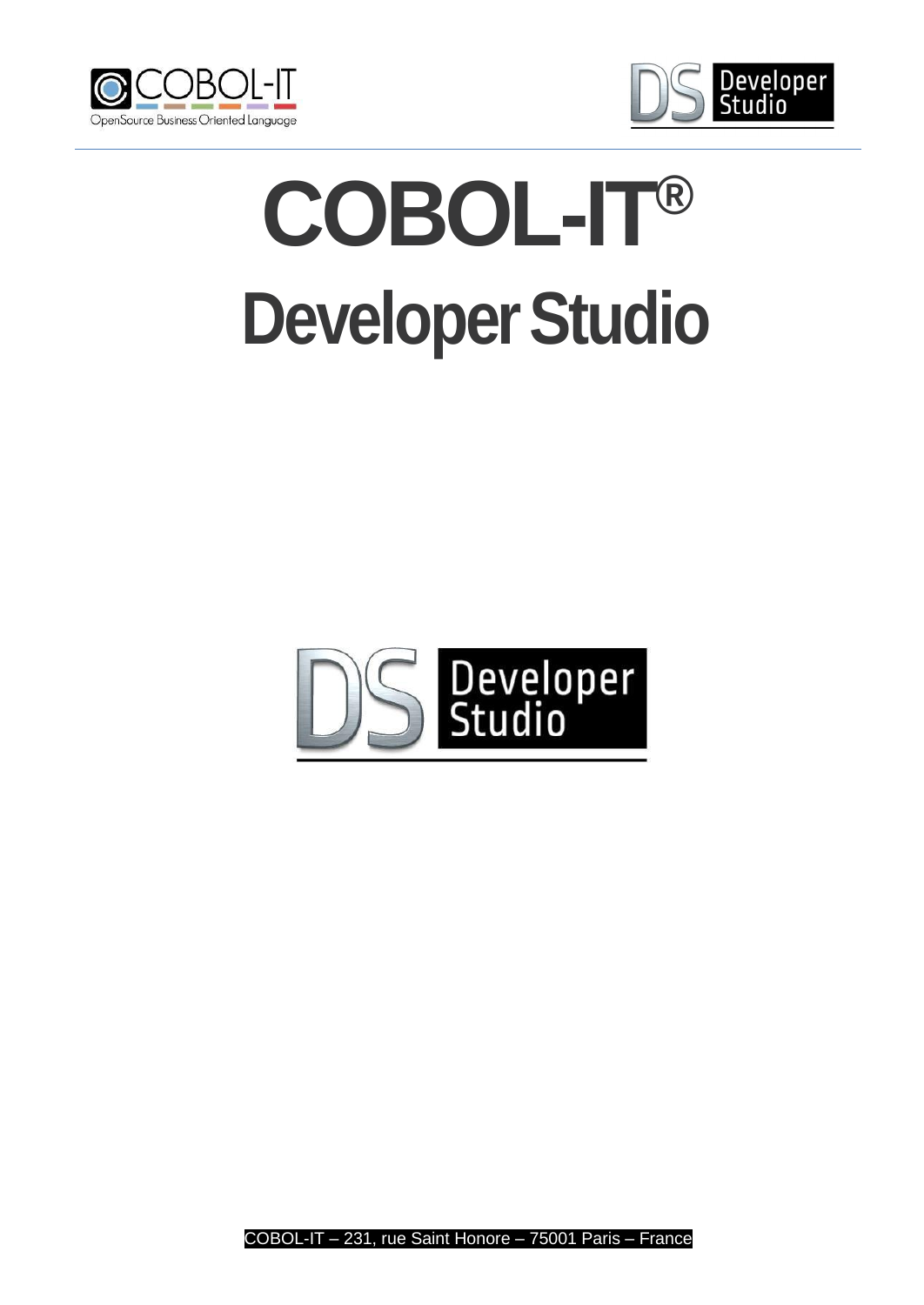# COBOL-IT®

# Developer Studio

COBOL-IT – 231, rue Saint Honore – 75001 Paris – France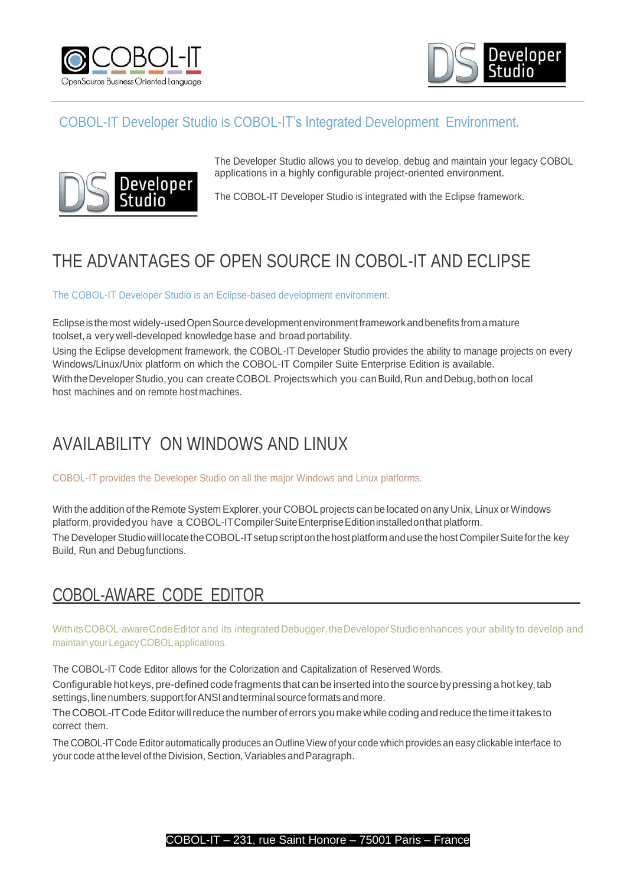COBOL-IT Developer Studio is COBOL-IT's Integrated Development Environment.

The Developer Studio allows you to develop, debug and maintain your legacy COBOL applications in a highly configurable project-oriented environment.

The COBOL-IT Developer Studio is integrated with the Eclipse framework.

# THE ADVANTAGES OF OPEN SOURCE IN COBOL-IT AND ECLIPSE

The COBOL-IT Developer Studio is an Eclipse-based development environment.

Eclipse is the most widely-used Open Source development environment framework and benefits from a mature toolset, a very well-developed knowledge base and broad portability.

Using the Eclipse development framework, the COBOL-IT Developer Studio provides the ability to manage projects on every Windows/Linux/Unix platform on which the COBOL-IT Compiler Suite Enterprise Edition is available.

With the Developer Studio, you can create COBOL Projects which you can Build, Run and Debug, both on local host machines and on remote host machines.

# AVAILABILITY ON WINDOWS AND LINUX

COBOL-IT provides the Developer Studio on all the major Windows and Linux platforms.

With the addition of the Remote System Explorer, your COBOL projects can be located on any Unix, Linux or Windows platform, provided you have a COBOL-IT Compiler Suite Enterprise Edition installed on that platform.

The Developer Studio will locate the COBOL-IT setup script on the host platform and use the host Compiler Suite for the key Build, Run and Debug functions.

# COBOL-AWARE CODE EDITOR

With its COBOL-aware Code Editor and its integrated Debugger, the Developer Studio enhances your ability to develop and maintain your Legacy COBOL applications.

The COBOL-IT Code Editor allows for the Colorization and Capitalization of Reserved Words.

Configurable hot keys, pre-defined code fragments that can be inserted into the source by pressing a hot key, tab settings, line numbers, support for ANSI and terminal source formats and more.

The COBOL-IT Code Editor will reduce the number of errors you make while coding and reduce the time it takes to correct them.

The COBOL-IT Code Editor automatically produces an Outline View of your code which provides an easy clickable interface to your code at the level of the Division, Section, Variables and Paragraph.

COBOL-IT – 231, rue Saint Honore – 75001 Paris – France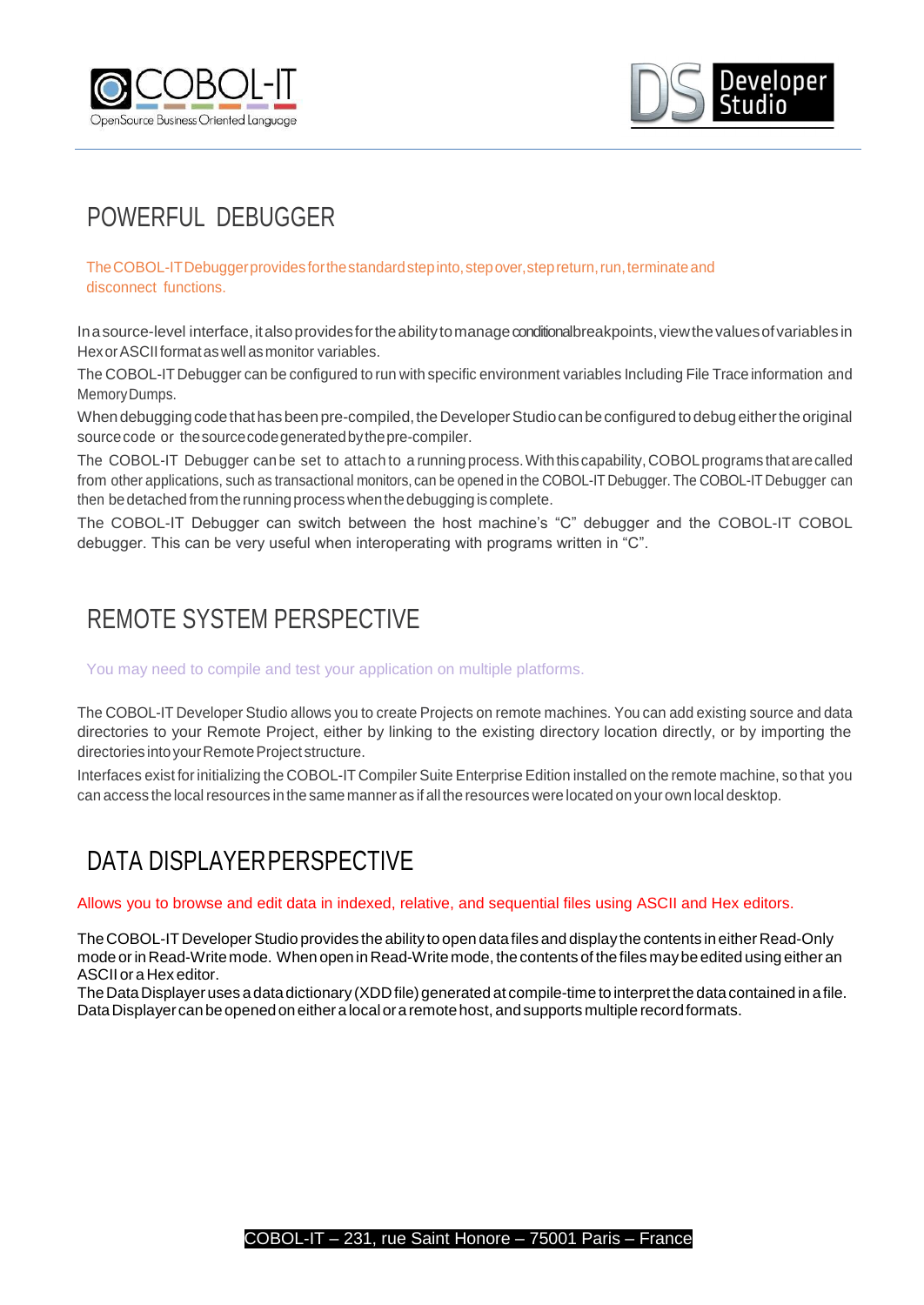## POWERFUL DEBUGGER

The COBOL-IT Debugger provides for the standard step into, step over, step return, run, terminate and disconnect functions.

In a source-level interface, it also provides for the ability to manage conditional breakpoints, view the values of variables in Hex or ASCII format as well as monitor variables.

The COBOL-IT Debugger can be configured to run with specific environment variables Including File Trace information and Memory Dumps.

When debugging code that has been pre-compiled, the Developer Studio can be configured to debug either the original source code or the source code generated by the pre-compiler.

The COBOL-IT Debugger can be set to attach to a running process. With this capability, COBOL programs that are called from other applications, such as transactional monitors, can be opened in the COBOL-IT Debugger. The COBOL-IT Debugger can then be detached from the running process when the debugging is complete.

The COBOL-IT Debugger can switch between the host machine's "C" debugger and the COBOL-IT COBOL debugger. This can be very useful when interoperating with programs written in "C".

## REMOTE SYSTEM PERSPECTIVE

You may need to compile and test your application on multiple platforms.

The COBOL-IT Developer Studio allows you to create Projects on remote machines. You can add existing source and data directories to your Remote Project, either by linking to the existing directory location directly, or by importing the directories into your Remote Project structure.

Interfaces exist for initializing the COBOL-IT Compiler Suite Enterprise Edition installed on the remote machine, so that you can access the local resources in the same manner as if all the resources were located on your own local desktop.

## DATA DISPLAYER PERSPECTIVE

Allows you to browse and edit data in indexed, relative, and sequential files using ASCII and Hex editors.

The COBOL-IT Developer Studio provides the ability to open data files and display the contents in either Read-Only mode or in Read-Write mode. When open in Read-Write mode, the contents of the files may be edited using either an ASCII or a Hex editor.

The Data Displayer uses a data dictionary (XDD file) generated at compile-time to interpret the data contained in a file. Data Displayer can be opened on either a local or a remote host, and supports multiple record formats.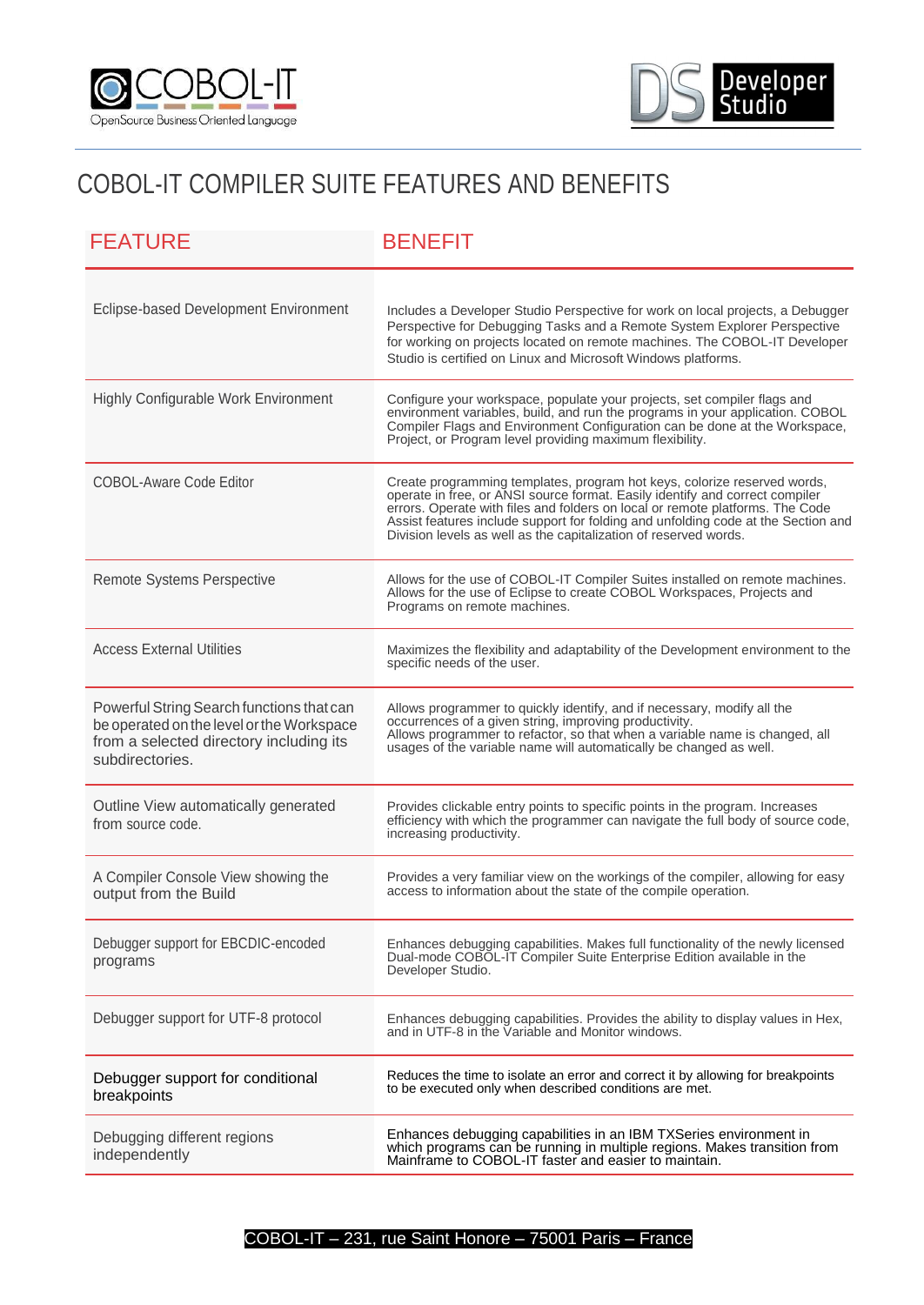# COBOL-IT COMPILER SUITE FEATURES AND BENEFITS

| FEATURE | BENEFIT |
|---|---|
| Eclipse-based Development Environment | Includes a Developer Studio Perspective for work on local projects, a Debugger Perspective for Debugging Tasks and a Remote System Explorer Perspective for working on projects located on remote machines. The COBOL-IT Developer Studio is certified on Linux and Microsoft Windows platforms. |
| Highly Configurable Work Environment | Configure your workspace, populate your projects, set compiler flags and environment variables, build, and run the programs in your application. COBOL Compiler Flags and Environment Configuration can be done at the Workspace, Project, or Program level providing maximum flexibility. |
| COBOL-Aware Code Editor | Create programming templates, program hot keys, colorize reserved words, operate in free, or ANSI source format. Easily identify and correct compiler errors. Operate with files and folders on local or remote platforms. The Code Assist features include support for folding and unfolding code at the Section and Division levels as well as the capitalization of reserved words. |
| Remote Systems Perspective | Allows for the use of COBOL-IT Compiler Suites installed on remote machines. Allows for the use of Eclipse to create COBOL Workspaces, Projects and Programs on remote machines. |
| Access External Utilities | Maximizes the flexibility and adaptability of the Development environment to the specific needs of the user. |
| Powerful String Search functions that can be operated on the level or the Workspace from a selected directory including its subdirectories. | Allows programmer to quickly identify, and if necessary, modify all the occurrences of a given string, improving productivity. Allows programmer to refactor, so that when a variable name is changed, all usages of the variable name will automatically be changed as well. |
| Outline View automatically generated from source code. | Provides clickable entry points to specific points in the program. Increases efficiency with which the programmer can navigate the full body of source code, increasing productivity. |
| A Compiler Console View showing the output from the Build | Provides a very familiar view on the workings of the compiler, allowing for easy access to information about the state of the compile operation. |
| Debugger support for EBCDIC-encoded programs | Enhances debugging capabilities. Makes full functionality of the newly licensed Dual-mode COBOL-IT Compiler Suite Enterprise Edition available in the Developer Studio. |
| Debugger support for UTF-8 protocol | Enhances debugging capabilities. Provides the ability to display values in Hex, and in UTF-8 in the Variable and Monitor windows. |
| Debugger support for conditional breakpoints | Reduces the time to isolate an error and correct it by allowing for breakpoints to be executed only when described conditions are met. |
| Debugging different regions independently | Enhances debugging capabilities in an IBM TXSeries environment in which programs can be running in multiple regions. Makes transition from Mainframe to COBOL-IT faster and easier to maintain. |

COBOL-IT – 231, rue Saint Honore – 75001 Paris – France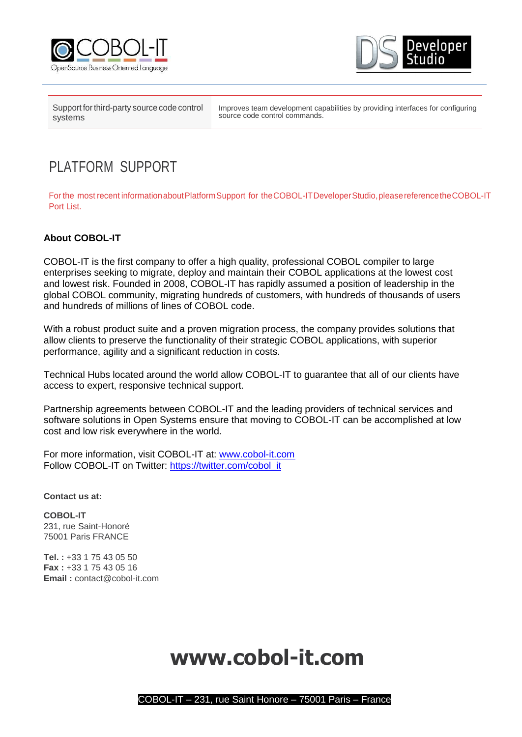| | |
|---|---|
| Support for third-party source code control systems | Improves team development capabilities by providing interfaces for configuring source code control commands. |

# PLATFORM SUPPORT

For the most recent information about Platform Support for the COBOL-IT Developer Studio, please reference the COBOL-IT Port List.

**About COBOL-IT**

COBOL-IT is the first company to offer a high quality, professional COBOL compiler to large enterprises seeking to migrate, deploy and maintain their COBOL applications at the lowest cost and lowest risk. Founded in 2008, COBOL-IT has rapidly assumed a position of leadership in the global COBOL community, migrating hundreds of customers, with hundreds of thousands of users and hundreds of millions of lines of COBOL code.

With a robust product suite and a proven migration process, the company provides solutions that allow clients to preserve the functionality of their strategic COBOL applications, with superior performance, agility and a significant reduction in costs.

Technical Hubs located around the world allow COBOL-IT to guarantee that all of our clients have access to expert, responsive technical support.

Partnership agreements between COBOL-IT and the leading providers of technical services and software solutions in Open Systems ensure that moving to COBOL-IT can be accomplished at low cost and low risk everywhere in the world.

For more information, visit COBOL-IT at: www.cobol-it.com
Follow COBOL-IT on Twitter: https://twitter.com/cobol_it

**Contact us at:**

**COBOL-IT**
231, rue Saint-Honoré
75001 Paris FRANCE

**Tel. :** +33 1 75 43 05 50
**Fax :** +33 1 75 43 05 16
**Email :** contact@cobol-it.com

**www.cobol-it.com**

COBOL-IT – 231, rue Saint Honore – 75001 Paris – France